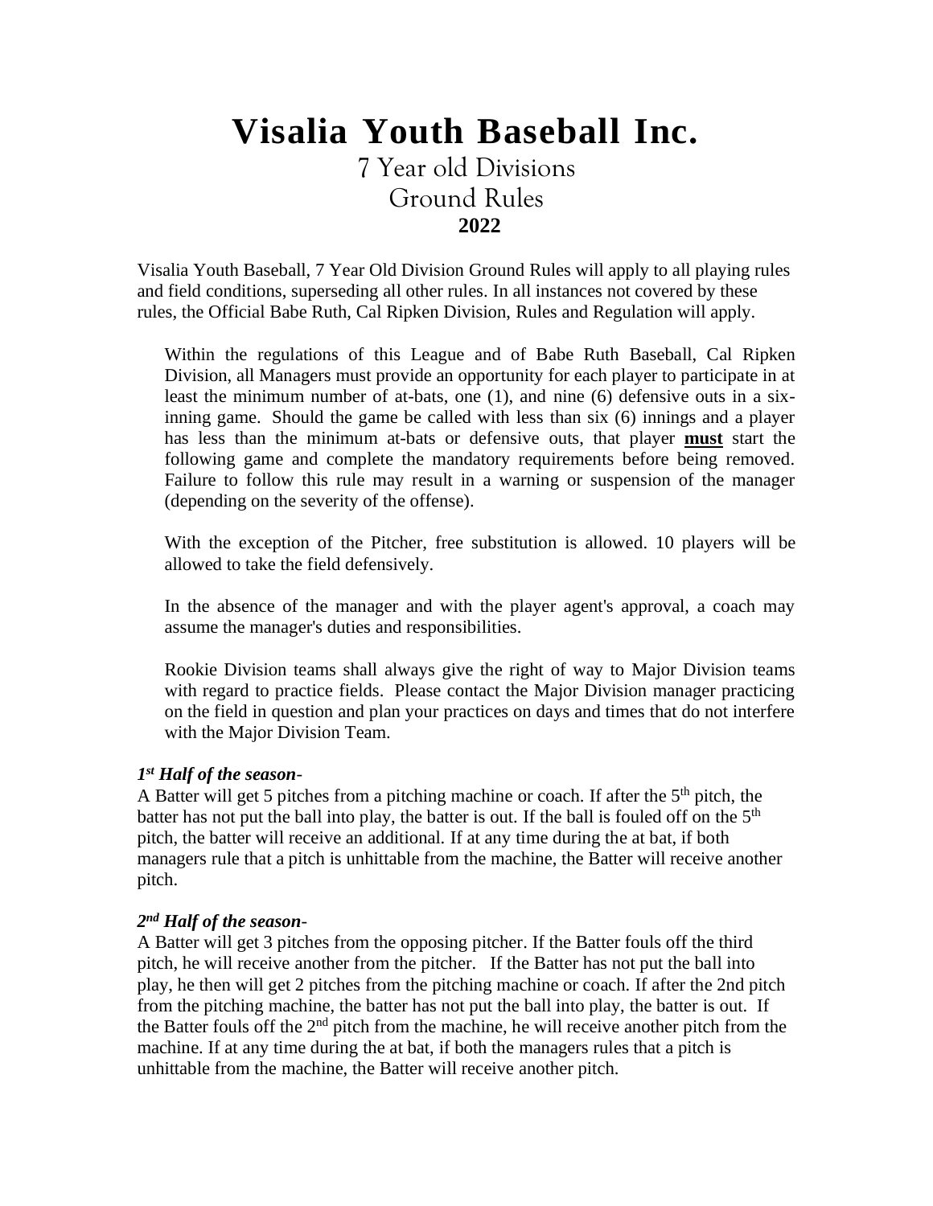# Visalia Youth Baseball Inc.

## 7 Year old Divisions
## Ground Rules
## 2022

Visalia Youth Baseball, 7 Year Old Division Ground Rules will apply to all playing rules and field conditions, superseding all other rules. In all instances not covered by these rules, the Official Babe Ruth, Cal Ripken Division, Rules and Regulation will apply.

Within the regulations of this League and of Babe Ruth Baseball, Cal Ripken Division, all Managers must provide an opportunity for each player to participate in at least the minimum number of at-bats, one (1), and nine (6) defensive outs in a six-inning game. Should the game be called with less than six (6) innings and a player has less than the minimum at-bats or defensive outs, that player **must** start the following game and complete the mandatory requirements before being removed. Failure to follow this rule may result in a warning or suspension of the manager (depending on the severity of the offense).

With the exception of the Pitcher, free substitution is allowed. 10 players will be allowed to take the field defensively.

In the absence of the manager and with the player agent's approval, a coach may assume the manager's duties and responsibilities.

Rookie Division teams shall always give the right of way to Major Division teams with regard to practice fields. Please contact the Major Division manager practicing on the field in question and plan your practices on days and times that do not interfere with the Major Division Team.

***1st Half of the season-***

A Batter will get 5 pitches from a pitching machine or coach. If after the 5th pitch, the batter has not put the ball into play, the batter is out. If the ball is fouled off on the 5th pitch, the batter will receive an additional. If at any time during the at bat, if both managers rule that a pitch is unhittable from the machine, the Batter will receive another pitch.

***2nd Half of the season-***

A Batter will get 3 pitches from the opposing pitcher. If the Batter fouls off the third pitch, he will receive another from the pitcher. If the Batter has not put the ball into play, he then will get 2 pitches from the pitching machine or coach. If after the 2nd pitch from the pitching machine, the batter has not put the ball into play, the batter is out. If the Batter fouls off the 2nd pitch from the machine, he will receive another pitch from the machine. If at any time during the at bat, if both the managers rules that a pitch is unhittable from the machine, the Batter will receive another pitch.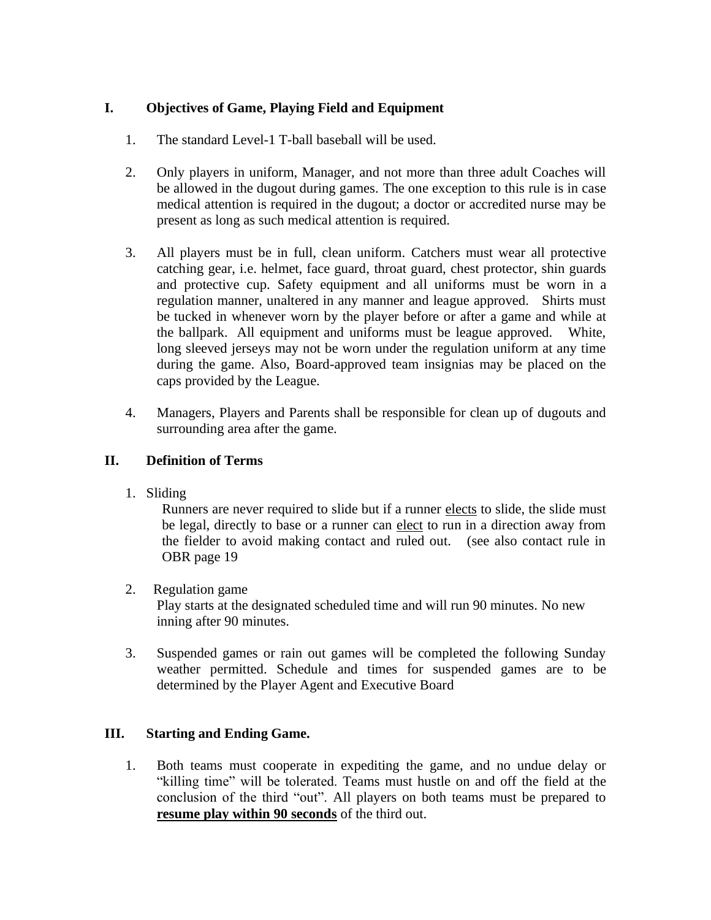## I. Objectives of Game, Playing Field and Equipment

1. The standard Level-1 T-ball baseball will be used.

2. Only players in uniform, Manager, and not more than three adult Coaches will be allowed in the dugout during games. The one exception to this rule is in case medical attention is required in the dugout; a doctor or accredited nurse may be present as long as such medical attention is required.

3. All players must be in full, clean uniform. Catchers must wear all protective catching gear, i.e. helmet, face guard, throat guard, chest protector, shin guards and protective cup. Safety equipment and all uniforms must be worn in a regulation manner, unaltered in any manner and league approved. Shirts must be tucked in whenever worn by the player before or after a game and while at the ballpark. All equipment and uniforms must be league approved. White, long sleeved jerseys may not be worn under the regulation uniform at any time during the game. Also, Board-approved team insignias may be placed on the caps provided by the League.

4. Managers, Players and Parents shall be responsible for clean up of dugouts and surrounding area after the game.

## II. Definition of Terms

1. Sliding

   Runners are never required to slide but if a runner <u>elects</u> to slide, the slide must be legal, directly to base or a runner can <u>elect</u> to run in a direction away from the fielder to avoid making contact and ruled out. (see also contact rule in OBR page 19

2. Regulation game

   Play starts at the designated scheduled time and will run 90 minutes. No new inning after 90 minutes.

3. Suspended games or rain out games will be completed the following Sunday weather permitted. Schedule and times for suspended games are to be determined by the Player Agent and Executive Board

## III. Starting and Ending Game.

1. Both teams must cooperate in expediting the game, and no undue delay or "killing time" will be tolerated. Teams must hustle on and off the field at the conclusion of the third "out". All players on both teams must be prepared to **<u>resume play within 90 seconds</u>** of the third out.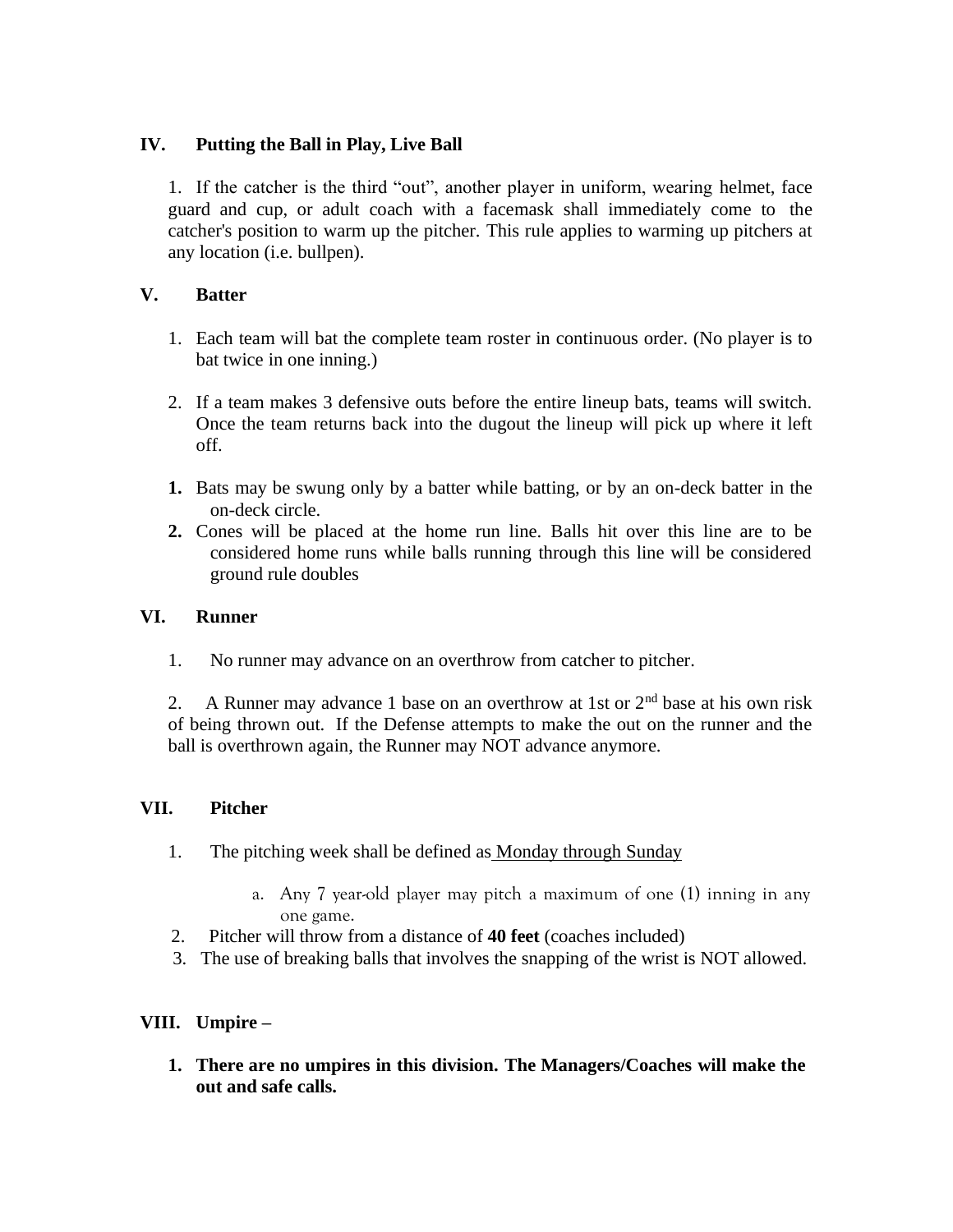## IV. Putting the Ball in Play, Live Ball

1. If the catcher is the third "out", another player in uniform, wearing helmet, face guard and cup, or adult coach with a facemask shall immediately come to the catcher's position to warm up the pitcher. This rule applies to warming up pitchers at any location (i.e. bullpen).

## V. Batter

1. Each team will bat the complete team roster in continuous order. (No player is to bat twice in one inning.)

2. If a team makes 3 defensive outs before the entire lineup bats, teams will switch. Once the team returns back into the dugout the lineup will pick up where it left off.

**1.** Bats may be swung only by a batter while batting, or by an on-deck batter in the on-deck circle.

**2.** Cones will be placed at the home run line. Balls hit over this line are to be considered home runs while balls running through this line will be considered ground rule doubles

## VI. Runner

1. No runner may advance on an overthrow from catcher to pitcher.

2. A Runner may advance 1 base on an overthrow at 1st or 2nd base at his own risk of being thrown out. If the Defense attempts to make the out on the runner and the ball is overthrown again, the Runner may NOT advance anymore.

## VII. Pitcher

1. The pitching week shall be defined as Monday through Sunday

   a. Any 7 year-old player may pitch a maximum of one (1) inning in any one game.

2. Pitcher will throw from a distance of **40 feet** (coaches included)

3. The use of breaking balls that involves the snapping of the wrist is NOT allowed.

## VIII. Umpire –

**1. There are no umpires in this division. The Managers/Coaches will make the out and safe calls.**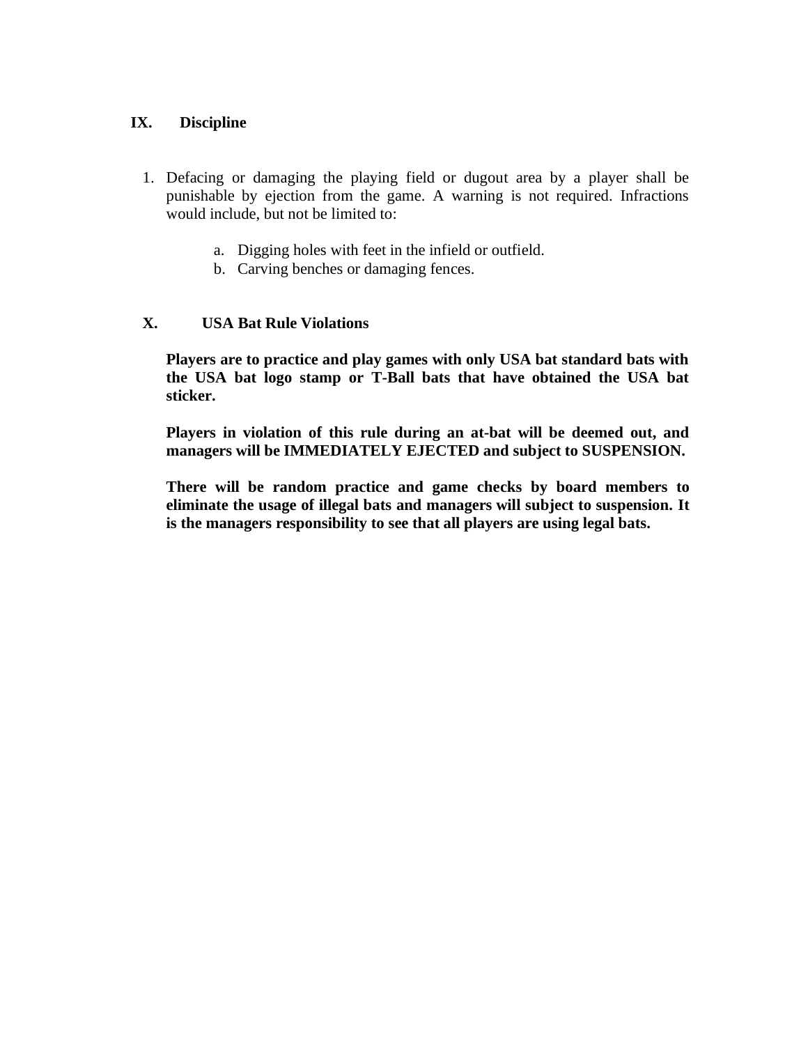## IX. Discipline

1. Defacing or damaging the playing field or dugout area by a player shall be punishable by ejection from the game. A warning is not required. Infractions would include, but not be limited to:

    a. Digging holes with feet in the infield or outfield.
    b. Carving benches or damaging fences.

## X. USA Bat Rule Violations

**Players are to practice and play games with only USA bat standard bats with the USA bat logo stamp or T-Ball bats that have obtained the USA bat sticker.**

**Players in violation of this rule during an at-bat will be deemed out, and managers will be IMMEDIATELY EJECTED and subject to SUSPENSION.**

**There will be random practice and game checks by board members to eliminate the usage of illegal bats and managers will subject to suspension. It is the managers responsibility to see that all players are using legal bats.**